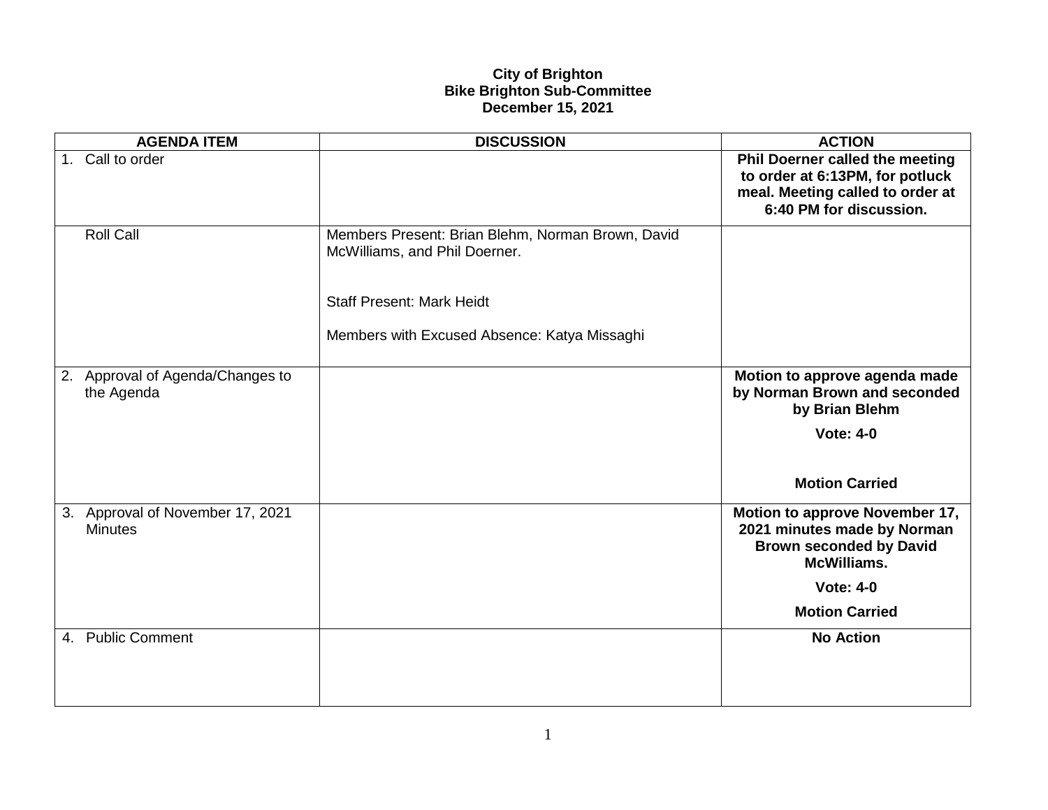**City of Brighton**
**Bike Brighton Sub-Committee**
**December 15, 2021**

| AGENDA ITEM | DISCUSSION | ACTION |
|---|---|---|
| 1. Call to order | | **Phil Doerner called the meeting to order at 6:13PM, for potluck meal. Meeting called to order at 6:40 PM for discussion.** |
| Roll Call | Members Present: Brian Blehm, Norman Brown, David McWilliams, and Phil Doerner.<br><br>Staff Present: Mark Heidt<br><br>Members with Excused Absence: Katya Missaghi | |
| 2. Approval of Agenda/Changes to the Agenda | | **Motion to approve agenda made by Norman Brown and seconded by Brian Blehm**<br><br>**Vote: 4-0**<br><br>**Motion Carried** |
| 3. Approval of November 17, 2021 Minutes | | **Motion to approve November 17, 2021 minutes made by Norman Brown seconded by David McWilliams.**<br><br>**Vote: 4-0**<br><br>**Motion Carried** |
| 4. Public Comment | | **No Action** |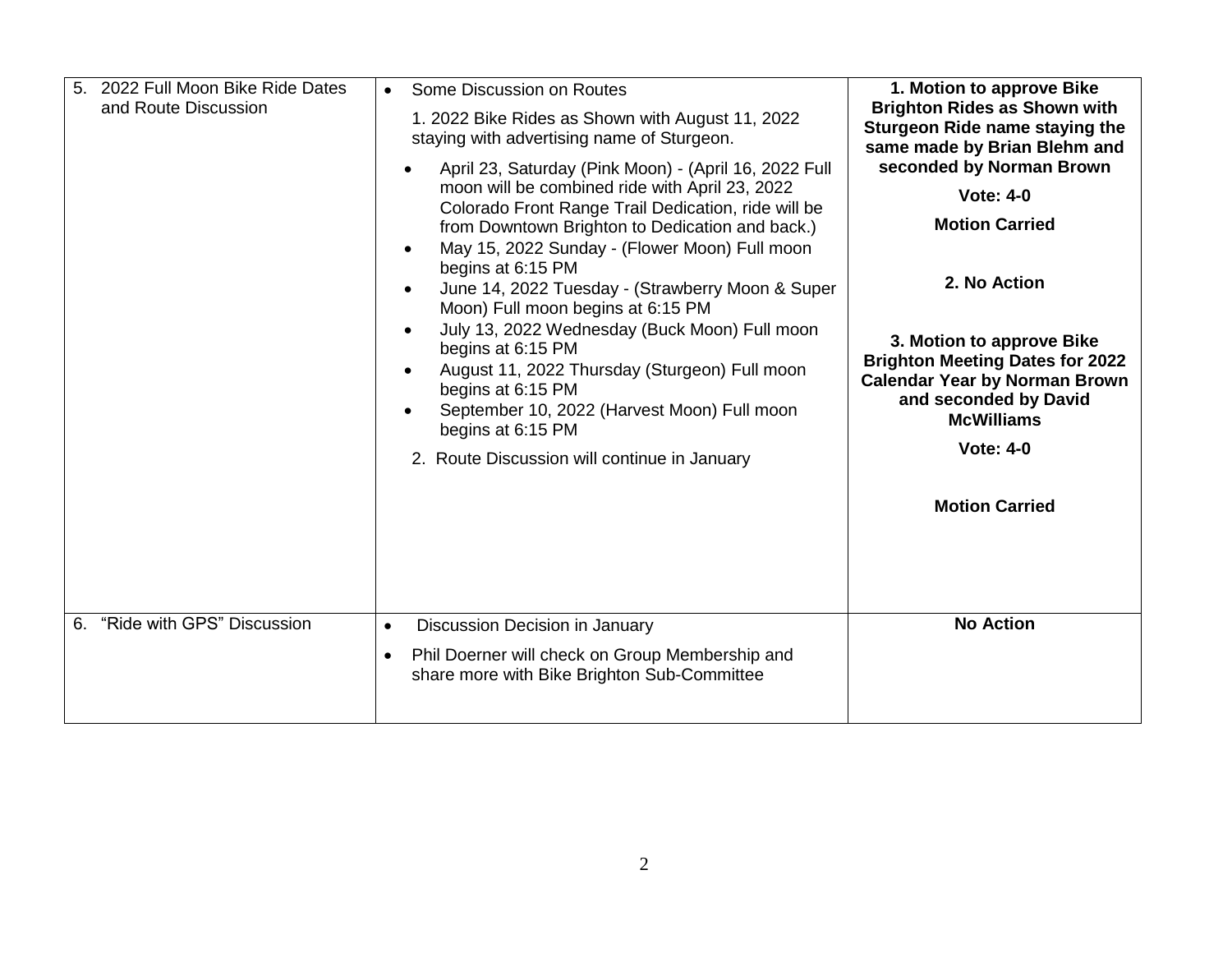| | | |
|---|---|---|
| 5. 2022 Full Moon Bike Ride Dates and Route Discussion | • Some Discussion on Routes<br><br>1. 2022 Bike Rides as Shown with August 11, 2022 staying with advertising name of Sturgeon.<br><br>• April 23, Saturday (Pink Moon) - (April 16, 2022 Full moon will be combined ride with April 23, 2022 Colorado Front Range Trail Dedication, ride will be from Downtown Brighton to Dedication and back.)<br>• May 15, 2022 Sunday - (Flower Moon) Full moon begins at 6:15 PM<br>• June 14, 2022 Tuesday - (Strawberry Moon & Super Moon) Full moon begins at 6:15 PM<br>• July 13, 2022 Wednesday (Buck Moon) Full moon begins at 6:15 PM<br>• August 11, 2022 Thursday (Sturgeon) Full moon begins at 6:15 PM<br>• September 10, 2022 (Harvest Moon) Full moon begins at 6:15 PM<br><br>2. Route Discussion will continue in January | **1. Motion to approve Bike Brighton Rides as Shown with Sturgeon Ride name staying the same made by Brian Blehm and seconded by Norman Brown**<br><br>**Vote: 4-0**<br><br>**Motion Carried**<br><br>**2. No Action**<br><br>**3. Motion to approve Bike Brighton Meeting Dates for 2022 Calendar Year by Norman Brown and seconded by David McWilliams**<br><br>**Vote: 4-0**<br><br>**Motion Carried** |
| 6. "Ride with GPS" Discussion | • Discussion Decision in January<br>• Phil Doerner will check on Group Membership and share more with Bike Brighton Sub-Committee | **No Action** |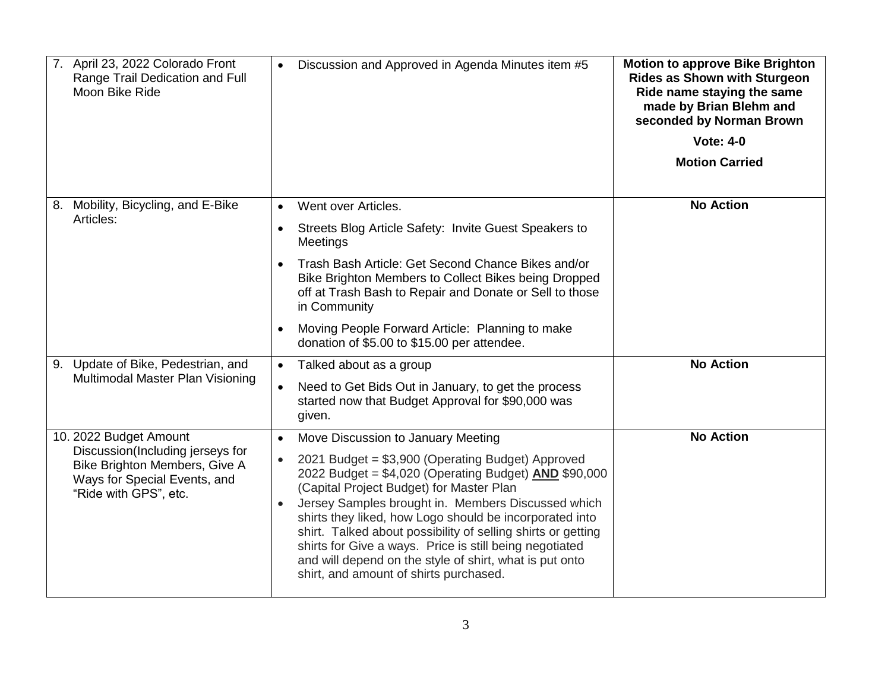| | | |
|---|---|---|
| 7. April 23, 2022 Colorado Front Range Trail Dedication and Full Moon Bike Ride | • Discussion and Approved in Agenda Minutes item #5 | **Motion to approve Bike Brighton Rides as Shown with Sturgeon Ride name staying the same made by Brian Blehm and seconded by Norman Brown**<br>**Vote: 4-0**<br>**Motion Carried** |
| 8. Mobility, Bicycling, and E-Bike Articles: | • Went over Articles.<br>• Streets Blog Article Safety: Invite Guest Speakers to Meetings<br>• Trash Bash Article: Get Second Chance Bikes and/or Bike Brighton Members to Collect Bikes being Dropped off at Trash Bash to Repair and Donate or Sell to those in Community<br>• Moving People Forward Article: Planning to make donation of $5.00 to $15.00 per attendee. | **No Action** |
| 9. Update of Bike, Pedestrian, and Multimodal Master Plan Visioning | • Talked about as a group<br>• Need to Get Bids Out in January, to get the process started now that Budget Approval for $90,000 was given. | **No Action** |
| 10. 2022 Budget Amount Discussion(Including jerseys for Bike Brighton Members, Give A Ways for Special Events, and "Ride with GPS", etc. | • Move Discussion to January Meeting<br>• 2021 Budget = $3,900 (Operating Budget) Approved 2022 Budget = $4,020 (Operating Budget) <u>**AND**</u> $90,000 (Capital Project Budget) for Master Plan<br>• Jersey Samples brought in. Members Discussed which shirts they liked, how Logo should be incorporated into shirt. Talked about possibility of selling shirts or getting shirts for Give a ways. Price is still being negotiated and will depend on the style of shirt, what is put onto shirt, and amount of shirts purchased. | **No Action** |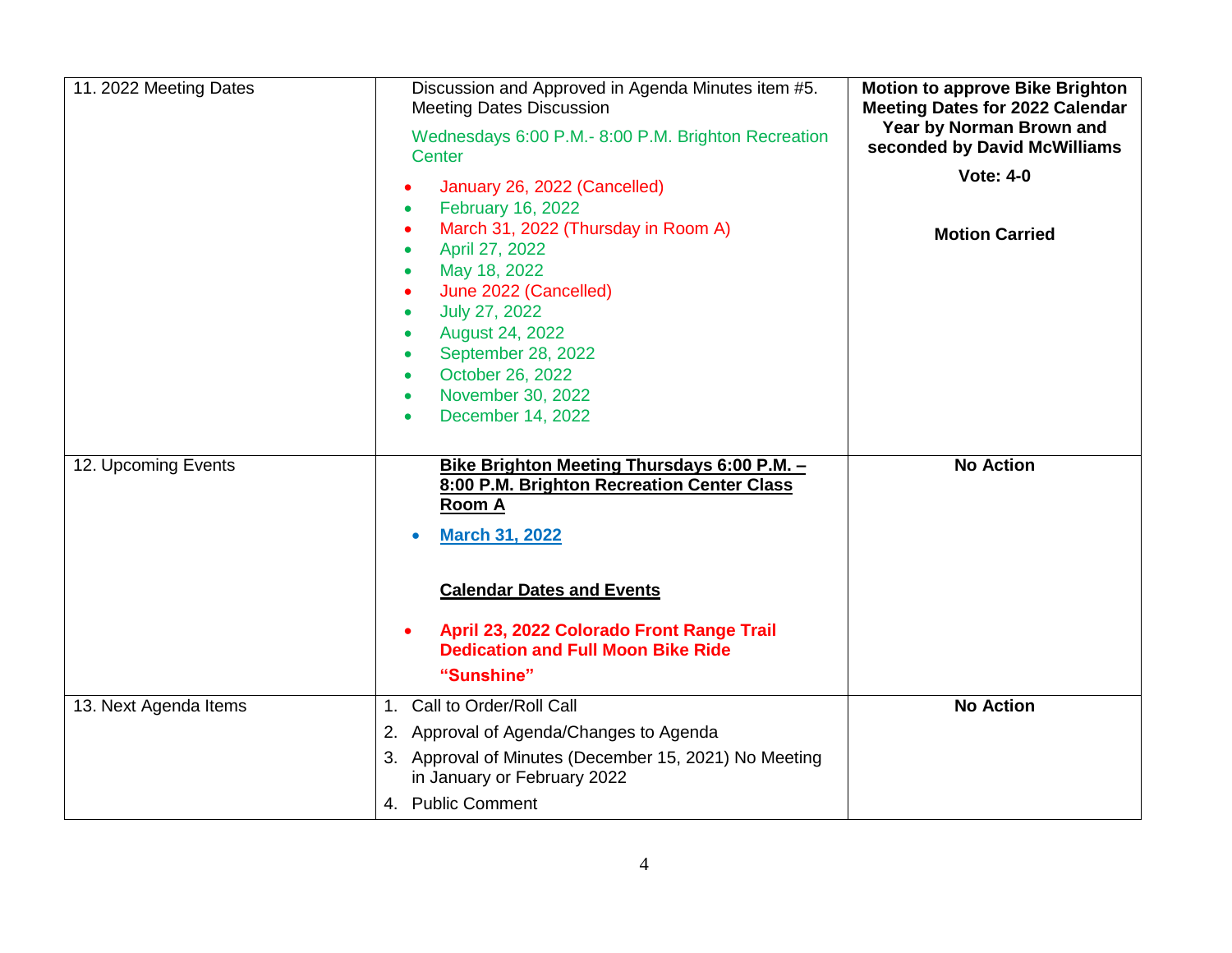| | | |
|---|---|---|
| 11. 2022 Meeting Dates | Discussion and Approved in Agenda Minutes item #5. Meeting Dates Discussion<br><br>Wednesdays 6:00 P.M.- 8:00 P.M. Brighton Recreation Center<br><br>• January 26, 2022 (Cancelled)<br>• February 16, 2022<br>• March 31, 2022 (Thursday in Room A)<br>• April 27, 2022<br>• May 18, 2022<br>• June 2022 (Cancelled)<br>• July 27, 2022<br>• August 24, 2022<br>• September 28, 2022<br>• October 26, 2022<br>• November 30, 2022<br>• December 14, 2022 | **Motion to approve Bike Brighton Meeting Dates for 2022 Calendar Year by Norman Brown and seconded by David McWilliams**<br><br>**Vote: 4-0**<br><br>**Motion Carried** |
| 12. Upcoming Events | **Bike Brighton Meeting Thursdays 6:00 P.M. – 8:00 P.M. Brighton Recreation Center Class Room A**<br><br>• **March 31, 2022**<br><br>**Calendar Dates and Events**<br><br>• **April 23, 2022 Colorado Front Range Trail Dedication and Full Moon Bike Ride**<br>**"Sunshine"** | **No Action** |
| 13. Next Agenda Items | 1. Call to Order/Roll Call<br>2. Approval of Agenda/Changes to Agenda<br>3. Approval of Minutes (December 15, 2021) No Meeting in January or February 2022<br>4. Public Comment | **No Action** |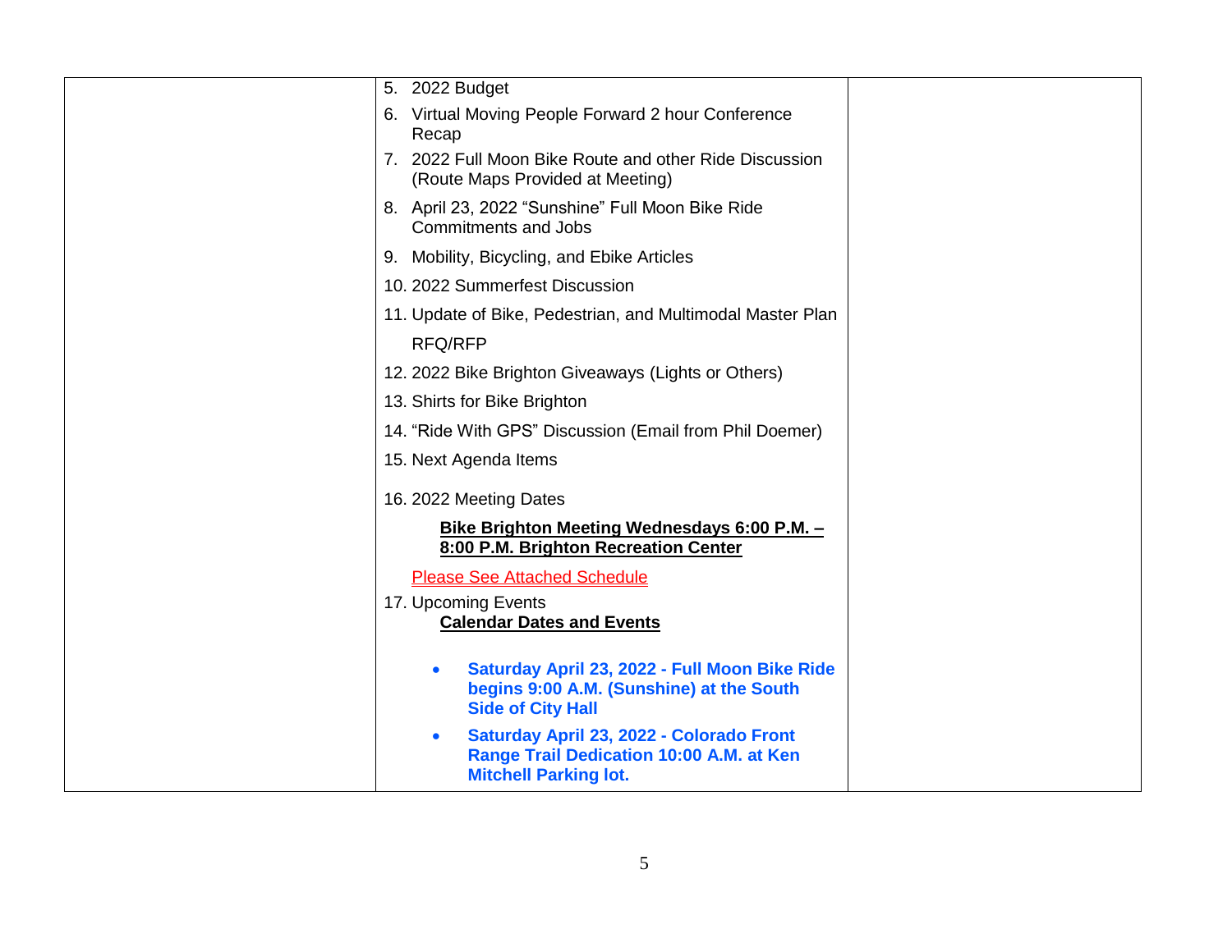| | | |
|---|---|---|
| | 5. 2022 Budget<br>6. Virtual Moving People Forward 2 hour Conference Recap<br>7. 2022 Full Moon Bike Route and other Ride Discussion (Route Maps Provided at Meeting)<br>8. April 23, 2022 "Sunshine" Full Moon Bike Ride Commitments and Jobs<br>9. Mobility, Bicycling, and Ebike Articles<br>10. 2022 Summerfest Discussion<br>11. Update of Bike, Pedestrian, and Multimodal Master Plan RFQ/RFP<br>12. 2022 Bike Brighton Giveaways (Lights or Others)<br>13. Shirts for Bike Brighton<br>14. "Ride With GPS" Discussion (Email from Phil Doemer)<br>15. Next Agenda Items<br>16. 2022 Meeting Dates<br>**Bike Brighton Meeting Wednesdays 6:00 P.M. – 8:00 P.M. Brighton Recreation Center**<br>Please See Attached Schedule<br>17. Upcoming Events<br>**Calendar Dates and Events**<br>• **Saturday April 23, 2022 - Full Moon Bike Ride begins 9:00 A.M. (Sunshine) at the South Side of City Hall**<br>• **Saturday April 23, 2022 - Colorado Front Range Trail Dedication 10:00 A.M. at Ken Mitchell Parking lot.** | |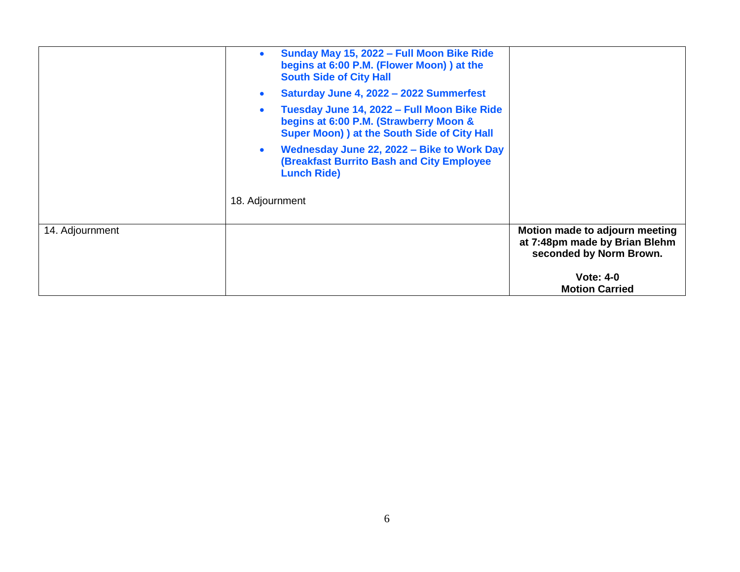| | | |
|---|---|---|
| | • **Sunday May 15, 2022 – Full Moon Bike Ride begins at 6:00 P.M. (Flower Moon) ) at the South Side of City Hall**<br>• **Saturday June 4, 2022 – 2022 Summerfest**<br>• **Tuesday June 14, 2022 – Full Moon Bike Ride begins at 6:00 P.M. (Strawberry Moon & Super Moon) ) at the South Side of City Hall**<br>• **Wednesday June 22, 2022 – Bike to Work Day (Breakfast Burrito Bash and City Employee Lunch Ride)**<br><br>18. Adjournment | |
| 14. Adjournment | | **Motion made to adjourn meeting at 7:48pm made by Brian Blehm seconded by Norm Brown.**<br><br>**Vote: 4-0**<br>**Motion Carried** |